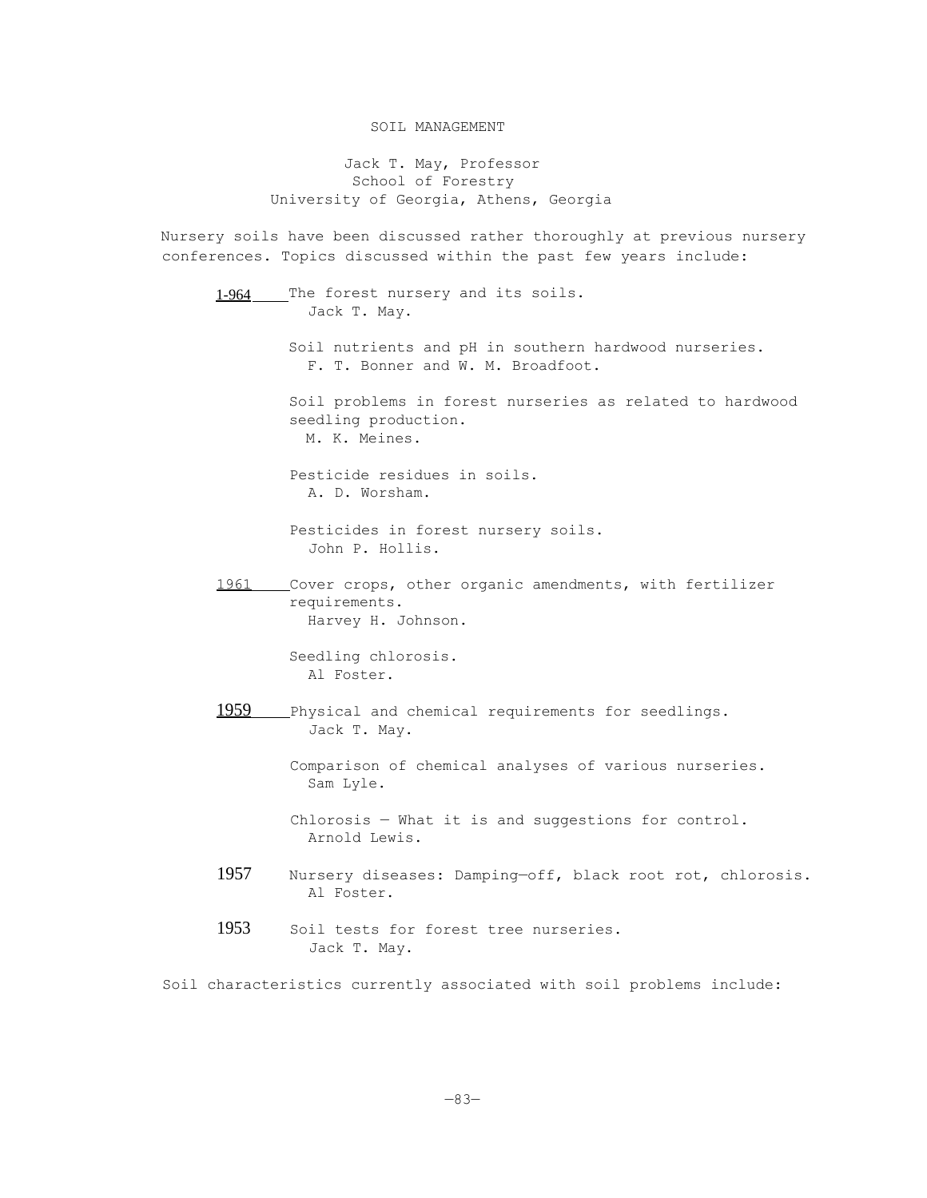# SOIL MANAGEMENT

Jack T. May, Professor
School of Forestry
University of Georgia, Athens, Georgia

Nursery soils have been discussed rather thoroughly at previous nursery conferences. Topics discussed within the past few years include:

1-964 The forest nursery and its soils.
Jack T. May.

Soil nutrients and pH in southern hardwood nurseries.
F. T. Bonner and W. M. Broadfoot.

Soil problems in forest nurseries as related to hardwood seedling production.
M. K. Meines.

Pesticide residues in soils.
A. D. Worsham.

Pesticides in forest nursery soils.
John P. Hollis.

1961 Cover crops, other organic amendments, with fertilizer requirements.
Harvey H. Johnson.

Seedling chlorosis.
Al Foster.

1959 Physical and chemical requirements for seedlings.
Jack T. May.

Comparison of chemical analyses of various nurseries.
Sam Lyle.

Chlorosis — What it is and suggestions for control.
Arnold Lewis.

1957 Nursery diseases: Damping—off, black root rot, chlorosis.
Al Foster.

1953 Soil tests for forest tree nurseries.
Jack T. May.

Soil characteristics currently associated with soil problems include: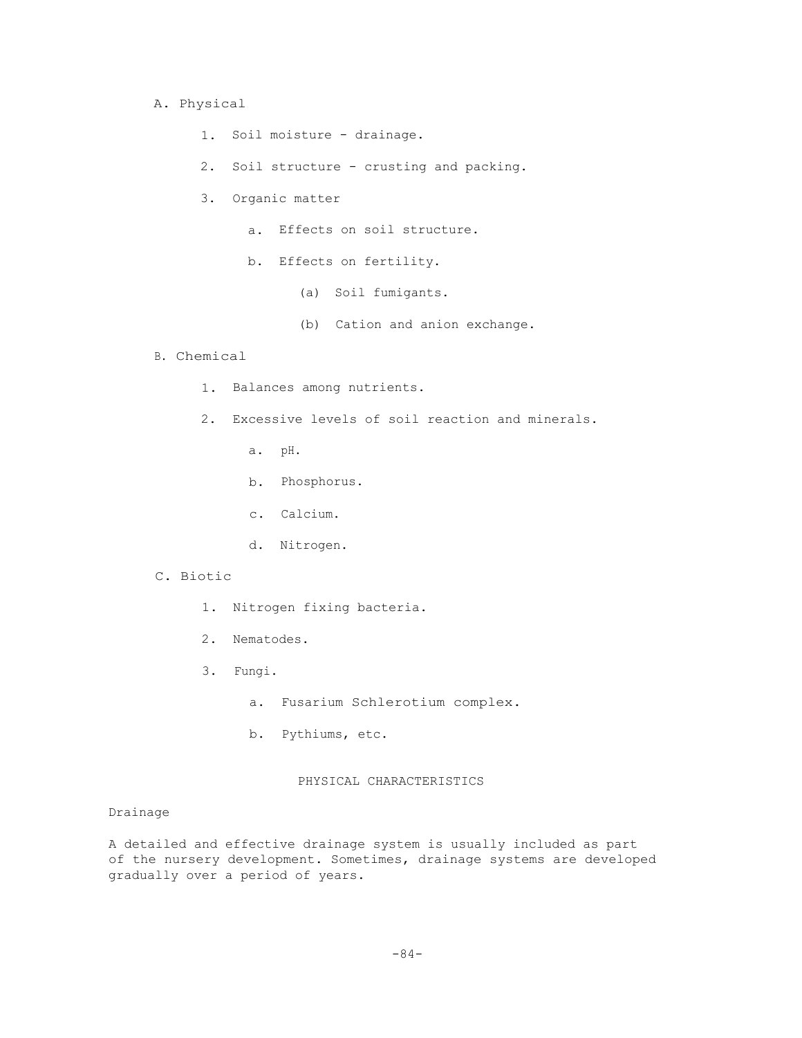- A. Physical
  1. Soil moisture - drainage.
  2. Soil structure - crusting and packing.
  3. Organic matter
     - a. Effects on soil structure.
     - b. Effects on fertility.
       - (a) Soil fumigants.
       - (b) Cation and anion exchange.
- B. Chemical
  1. Balances among nutrients.
  2. Excessive levels of soil reaction and minerals.
     - a. pH.
     - b. Phosphorus.
     - c. Calcium.
     - d. Nitrogen.
- C. Biotic
  1. Nitrogen fixing bacteria.
  2. Nematodes.
  3. Fungi.
     - a. Fusarium Schlerotium complex.
     - b. Pythiums, etc.

## PHYSICAL CHARACTERISTICS

### Drainage

A detailed and effective drainage system is usually included as part of the nursery development. Sometimes, drainage systems are developed gradually over a period of years.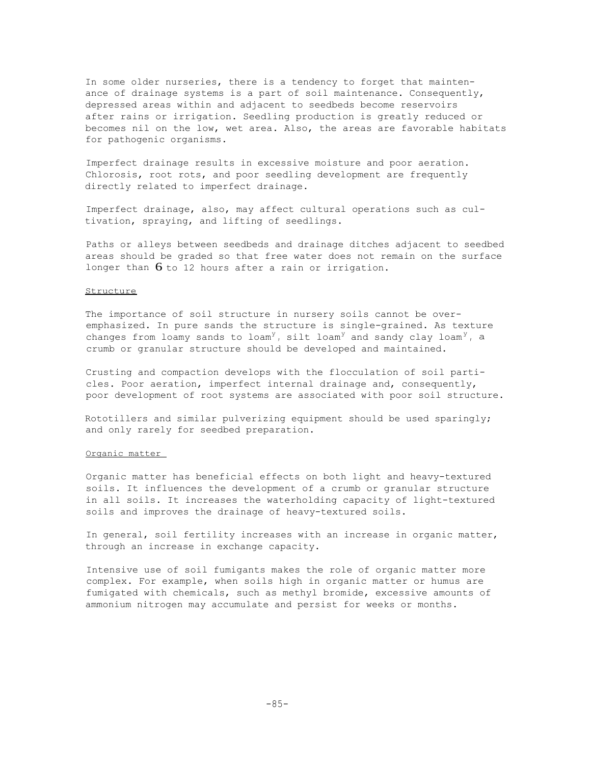In some older nurseries, there is a tendency to forget that maintenance of drainage systems is a part of soil maintenance. Consequently, depressed areas within and adjacent to seedbeds become reservoirs after rains or irrigation. Seedling production is greatly reduced or becomes nil on the low, wet area. Also, the areas are favorable habitats for pathogenic organisms.

Imperfect drainage results in excessive moisture and poor aeration. Chlorosis, root rots, and poor seedling development are frequently directly related to imperfect drainage.

Imperfect drainage, also, may affect cultural operations such as cultivation, spraying, and lifting of seedlings.

Paths or alleys between seedbeds and drainage ditches adjacent to seedbed areas should be graded so that free water does not remain on the surface longer than 6 to 12 hours after a rain or irrigation.

## Structure

The importance of soil structure in nursery soils cannot be overemphasized. In pure sands the structure is single-grained. As texture changes from loamy sands to loam[y], silt loam[y] and sandy clay loam[y], a crumb or granular structure should be developed and maintained.

Crusting and compaction develops with the flocculation of soil particles. Poor aeration, imperfect internal drainage and, consequently, poor development of root systems are associated with poor soil structure.

Rototillers and similar pulverizing equipment should be used sparingly; and only rarely for seedbed preparation.

## Organic matter

Organic matter has beneficial effects on both light and heavy-textured soils. It influences the development of a crumb or granular structure in all soils. It increases the waterholding capacity of light-textured soils and improves the drainage of heavy-textured soils.

In general, soil fertility increases with an increase in organic matter, through an increase in exchange capacity.

Intensive use of soil fumigants makes the role of organic matter more complex. For example, when soils high in organic matter or humus are fumigated with chemicals, such as methyl bromide, excessive amounts of ammonium nitrogen may accumulate and persist for weeks or months.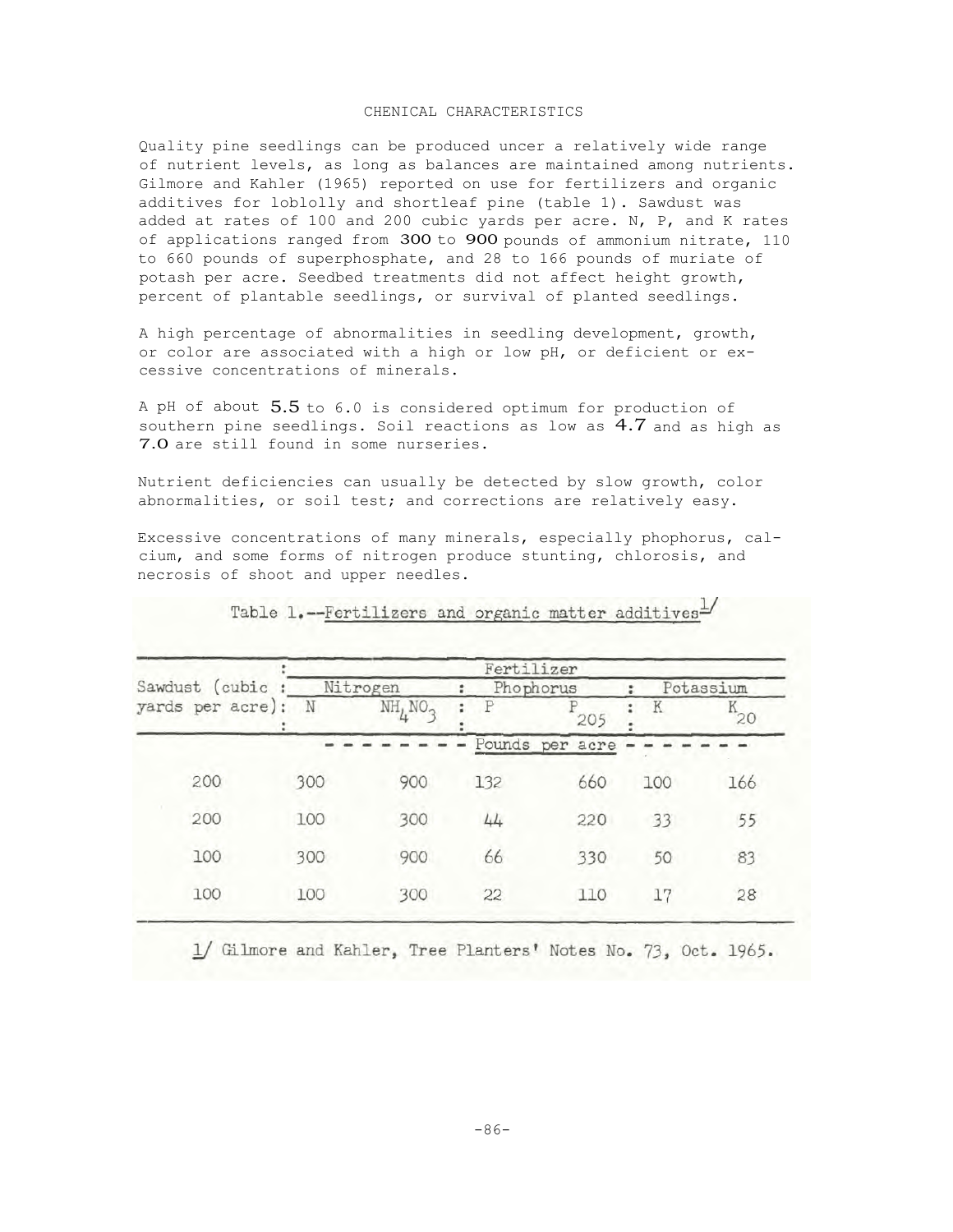## CHENICAL CHARACTERISTICS

Quality pine seedlings can be produced uncer a relatively wide range of nutrient levels, as long as balances are maintained among nutrients. Gilmore and Kahler (1965) reported on use for fertilizers and organic additives for loblolly and shortleaf pine (table 1). Sawdust was added at rates of 100 and 200 cubic yards per acre. N, P, and K rates of applications ranged from 300 to 900 pounds of ammonium nitrate, 110 to 660 pounds of superphosphate, and 28 to 166 pounds of muriate of potash per acre. Seedbed treatments did not affect height growth, percent of plantable seedlings, or survival of planted seedlings.

A high percentage of abnormalities in seedling development, growth, or color are associated with a high or low pH, or deficient or excessive concentrations of minerals.

A pH of about 5.5 to 6.0 is considered optimum for production of southern pine seedlings. Soil reactions as low as 4.7 and as high as 7.0 are still found in some nurseries.

Nutrient deficiencies can usually be detected by slow growth, color abnormalities, or soil test; and corrections are relatively easy.

Excessive concentrations of many minerals, especially phophorus, calcium, and some forms of nitrogen produce stunting, chlorosis, and necrosis of shoot and upper needles.

Table 1.--Fertilizers and organic matter additives[1/]

| Sawdust (cubic yards per acre) | Fertilizer | | | | | |
|---|---|---|---|---|---|---|
| | Nitrogen | | Phophorus | | Potassium | |
| | N | $NH_4NO_3$ | P | $P_2O_5$ | K | $K_2O$ |
| | Pounds per acre | | | | | |
| 200 | 300 | 900 | 132 | 660 | 100 | 166 |
| 200 | 100 | 300 | 44 | 220 | 33 | 55 |
| 100 | 300 | 900 | 66 | 330 | 50 | 83 |
| 100 | 100 | 300 | 22 | 110 | 17 | 28 |

1/ Gilmore and Kahler, Tree Planters' Notes No. 73, Oct. 1965.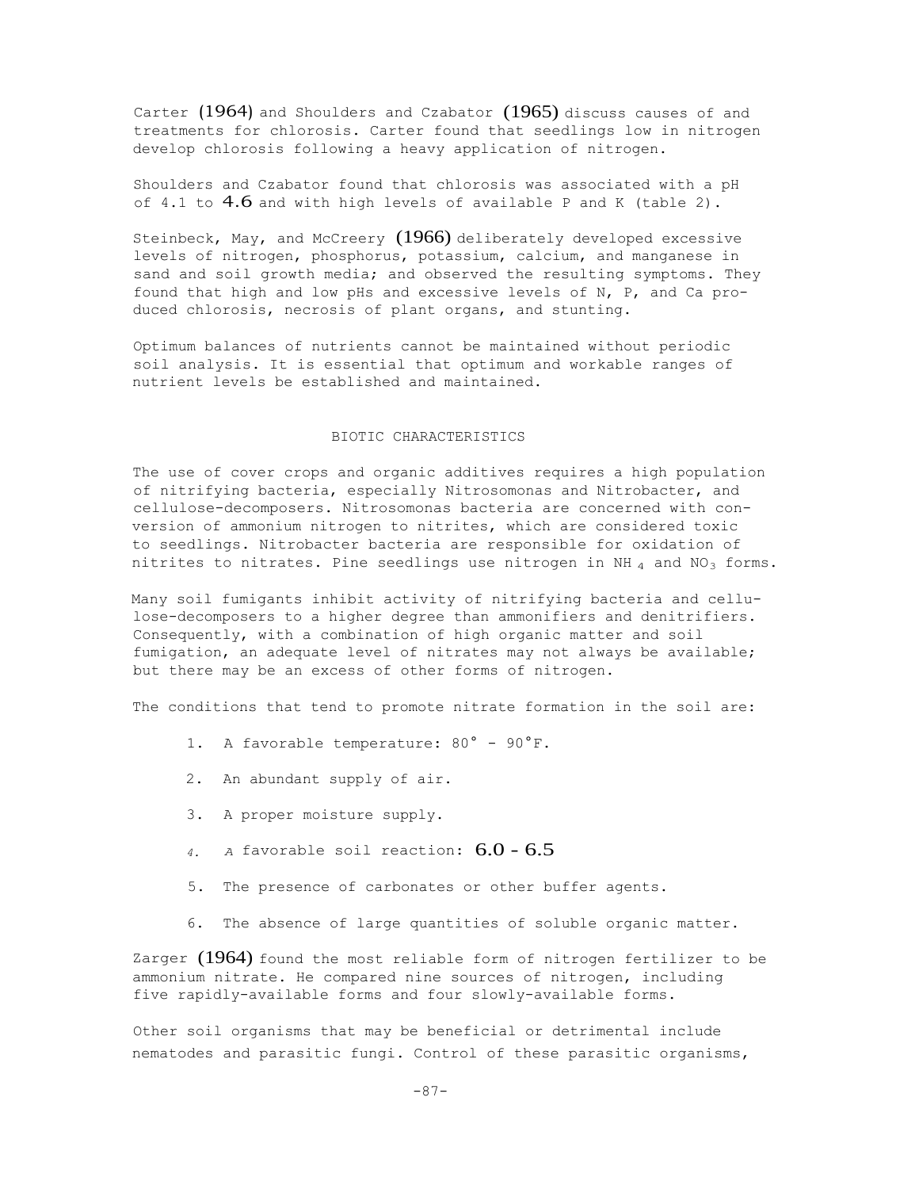Carter (1964) and Shoulders and Czabator (1965) discuss causes of and treatments for chlorosis. Carter found that seedlings low in nitrogen develop chlorosis following a heavy application of nitrogen.

Shoulders and Czabator found that chlorosis was associated with a pH of 4.1 to 4.6 and with high levels of available P and K (table 2).

Steinbeck, May, and McCreery (1966) deliberately developed excessive levels of nitrogen, phosphorus, potassium, calcium, and manganese in sand and soil growth media; and observed the resulting symptoms. They found that high and low pHs and excessive levels of N, P, and Ca produced chlorosis, necrosis of plant organs, and stunting.

Optimum balances of nutrients cannot be maintained without periodic soil analysis. It is essential that optimum and workable ranges of nutrient levels be established and maintained.

## BIOTIC CHARACTERISTICS

The use of cover crops and organic additives requires a high population of nitrifying bacteria, especially Nitrosomonas and Nitrobacter, and cellulose-decomposers. Nitrosomonas bacteria are concerned with conversion of ammonium nitrogen to nitrites, which are considered toxic to seedlings. Nitrobacter bacteria are responsible for oxidation of nitrites to nitrates. Pine seedlings use nitrogen in $NH_4$ and $NO_3$ forms.

Many soil fumigants inhibit activity of nitrifying bacteria and cellulose-decomposers to a higher degree than ammonifiers and denitrifiers. Consequently, with a combination of high organic matter and soil fumigation, an adequate level of nitrates may not always be available; but there may be an excess of other forms of nitrogen.

The conditions that tend to promote nitrate formation in the soil are:

1. A favorable temperature: 80° - 90°F.
2. An abundant supply of air.
3. A proper moisture supply.
4. A favorable soil reaction: 6.0 - 6.5
5. The presence of carbonates or other buffer agents.
6. The absence of large quantities of soluble organic matter.

Zarger (1964) found the most reliable form of nitrogen fertilizer to be ammonium nitrate. He compared nine sources of nitrogen, including five rapidly-available forms and four slowly-available forms.

Other soil organisms that may be beneficial or detrimental include nematodes and parasitic fungi. Control of these parasitic organisms,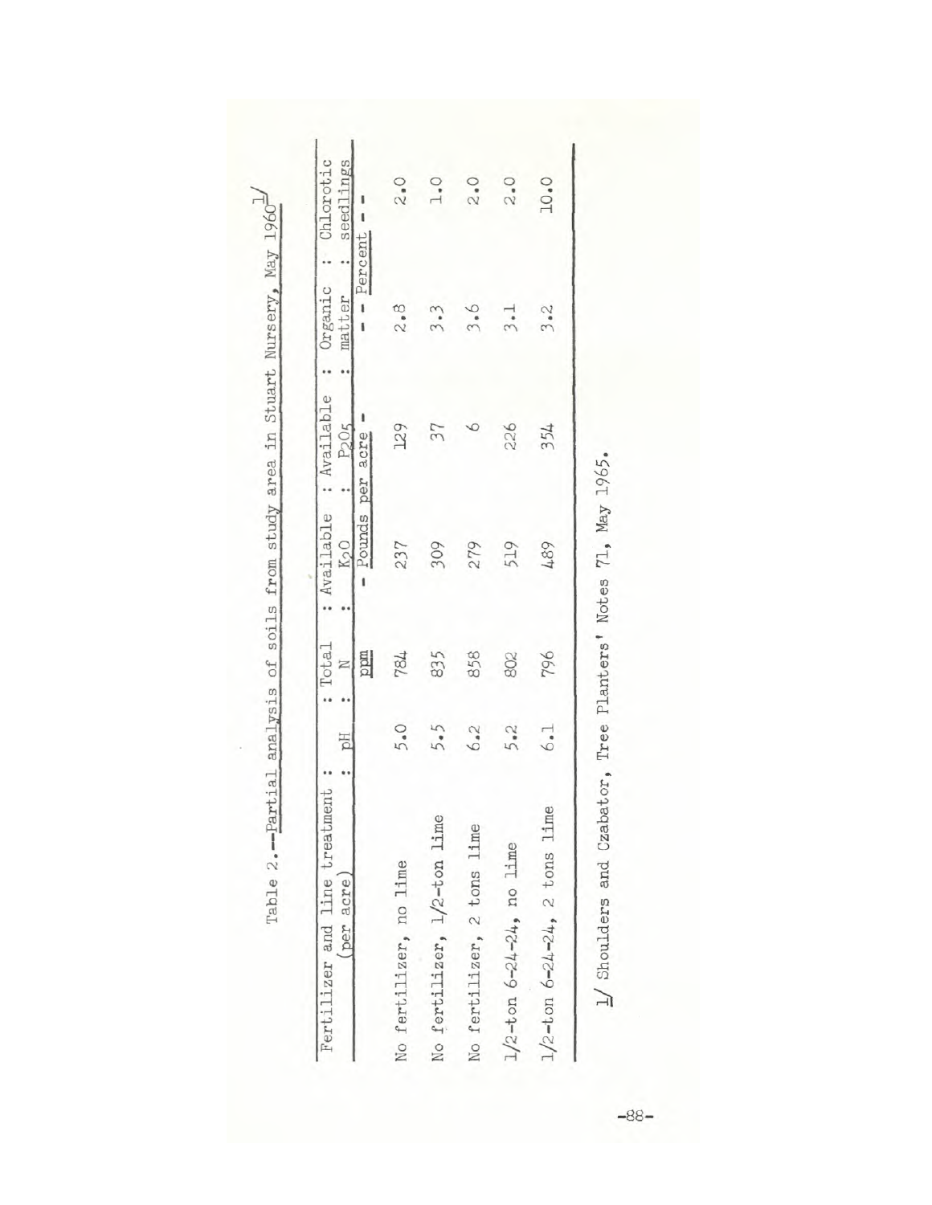Table 2.--Partial analysis of soils from study area in Stuart Nursery, May 1960[1]

| Fertilizer and lime treatment (per acre) | pH | Total N | Available $K_2O$ | Available $P_2O_5$ | Organic matter | Chlorotic seedlings |
|---|---|---|---|---|---|---|
| | | ppm | - Pounds per acre - | | - - Percent - - | |
| No fertilizer, no lime | 5.0 | 784 | 237 | 129 | 2.8 | 2.0 |
| No fertilizer, 1/2-ton lime | 5.5 | 835 | 309 | 37 | 3.3 | 1.0 |
| No fertilizer, 2 tons lime | 6.2 | 858 | 279 | 6 | 3.6 | 2.0 |
| 1/2-ton 6-24-24, no lime | 5.2 | 802 | 519 | 226 | 3.1 | 2.0 |
| 1/2-ton 6-24-24, 2 tons lime | 6.1 | 796 | 489 | 354 | 3.2 | 10.0 |

1/ Shoulders and Czabator, Tree Planters' Notes 71, May 1965.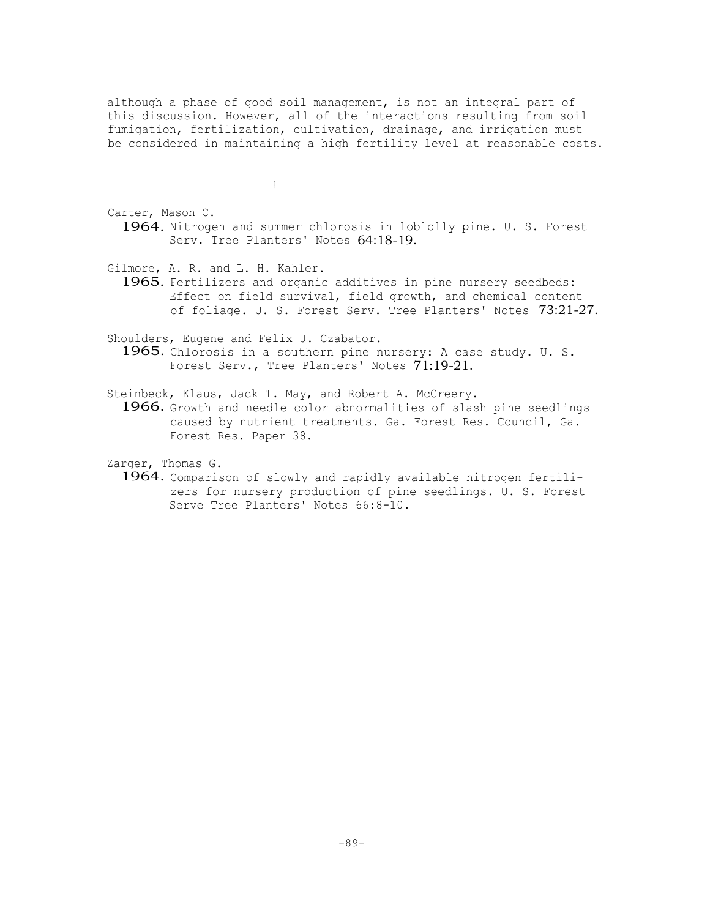although a phase of good soil management, is not an integral part of this discussion. However, all of the interactions resulting from soil fumigation, fertilization, cultivation, drainage, and irrigation must be considered in maintaining a high fertility level at reasonable costs.

Carter, Mason C.
1964. Nitrogen and summer chlorosis in loblolly pine. U. S. Forest Serv. Tree Planters' Notes 64:18-19.

Gilmore, A. R. and L. H. Kahler.
1965. Fertilizers and organic additives in pine nursery seedbeds: Effect on field survival, field growth, and chemical content of foliage. U. S. Forest Serv. Tree Planters' Notes 73:21-27.

Shoulders, Eugene and Felix J. Czabator.
1965. Chlorosis in a southern pine nursery: A case study. U. S. Forest Serv., Tree Planters' Notes 71:19-21.

Steinbeck, Klaus, Jack T. May, and Robert A. McCreery.
1966. Growth and needle color abnormalities of slash pine seedlings caused by nutrient treatments. Ga. Forest Res. Council, Ga. Forest Res. Paper 38.

Zarger, Thomas G.
1964. Comparison of slowly and rapidly available nitrogen fertilizers for nursery production of pine seedlings. U. S. Forest Serve Tree Planters' Notes 66:8-10.